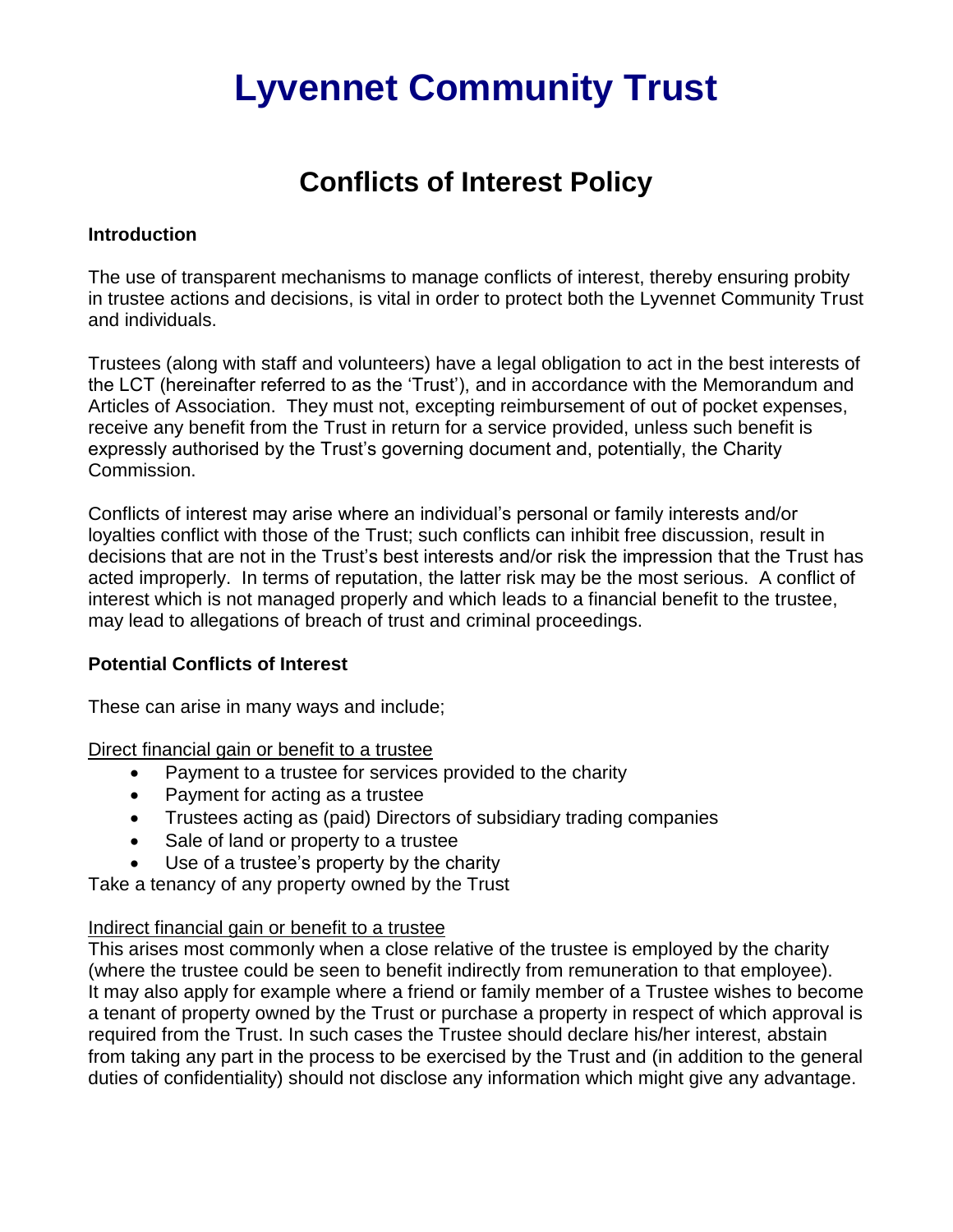# Lyvennet Community Trust

## Conflicts of Interest Policy

### Introduction

The use of transparent mechanisms to manage conflicts of interest, thereby ensuring probity in trustee actions and decisions, is vital in order to protect both the Lyvennet Community Trust and individuals.

Trustees (along with staff and volunteers) have a legal obligation to act in the best interests of the LCT (hereinafter referred to as the 'Trust'), and in accordance with the Memorandum and Articles of Association. They must not, excepting reimbursement of out of pocket expenses, receive any benefit from the Trust in return for a service provided, unless such benefit is expressly authorised by the Trust's governing document and, potentially, the Charity Commission.

Conflicts of interest may arise where an individual's personal or family interests and/or loyalties conflict with those of the Trust; such conflicts can inhibit free discussion, result in decisions that are not in the Trust's best interests and/or risk the impression that the Trust has acted improperly. In terms of reputation, the latter risk may be the most serious. A conflict of interest which is not managed properly and which leads to a financial benefit to the trustee, may lead to allegations of breach of trust and criminal proceedings.

### Potential Conflicts of Interest

These can arise in many ways and include;

<u>Direct financial gain or benefit to a trustee</u>

- Payment to a trustee for services provided to the charity
- Payment for acting as a trustee
- Trustees acting as (paid) Directors of subsidiary trading companies
- Sale of land or property to a trustee
- Use of a trustee's property by the charity

Take a tenancy of any property owned by the Trust

<u>Indirect financial gain or benefit to a trustee</u>

This arises most commonly when a close relative of the trustee is employed by the charity (where the trustee could be seen to benefit indirectly from remuneration to that employee). It may also apply for example where a friend or family member of a Trustee wishes to become a tenant of property owned by the Trust or purchase a property in respect of which approval is required from the Trust. In such cases the Trustee should declare his/her interest, abstain from taking any part in the process to be exercised by the Trust and (in addition to the general duties of confidentiality) should not disclose any information which might give any advantage.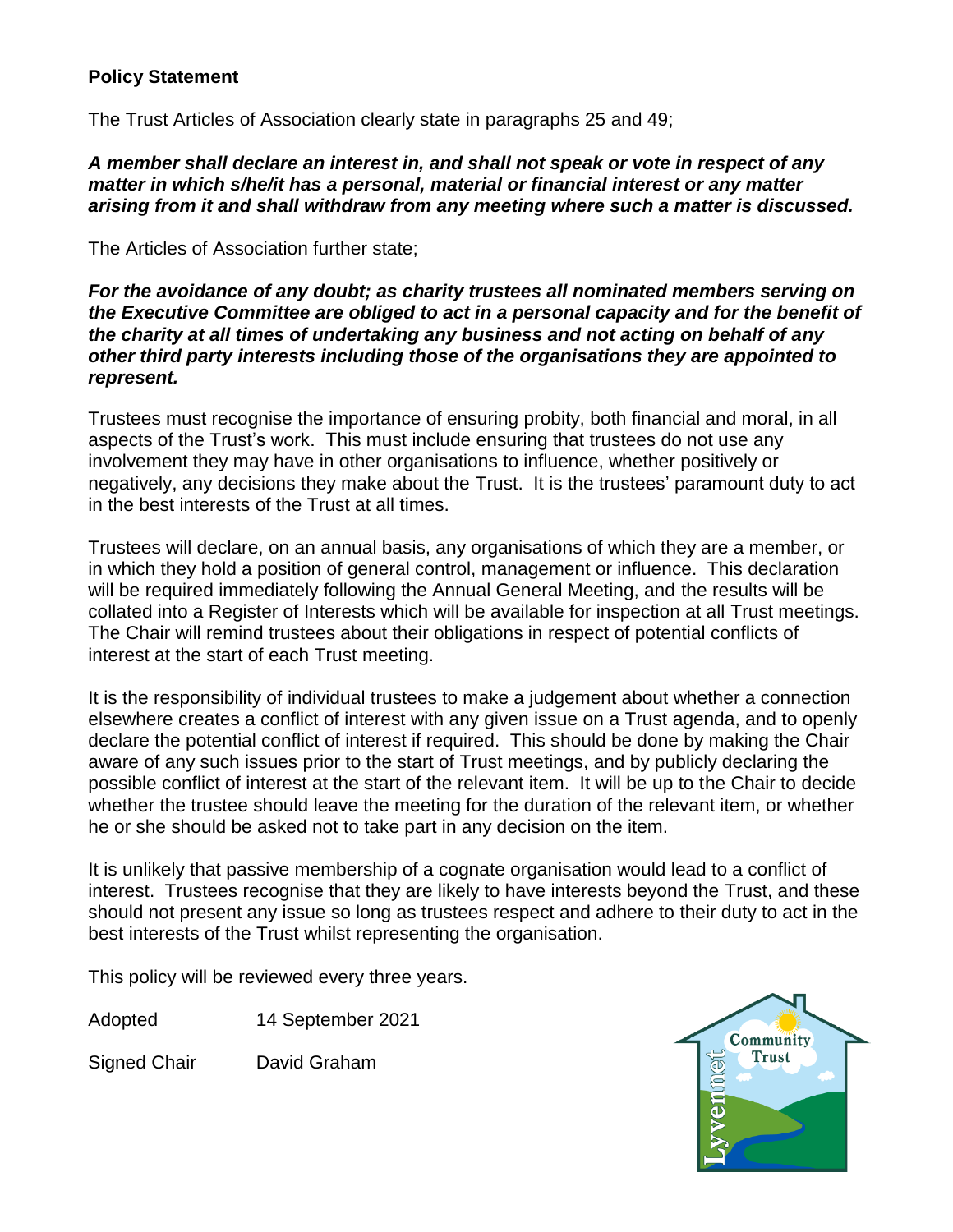**Policy Statement**

The Trust Articles of Association clearly state in paragraphs 25 and 49;

***A member shall declare an interest in, and shall not speak or vote in respect of any matter in which s/he/it has a personal, material or financial interest or any matter arising from it and shall withdraw from any meeting where such a matter is discussed.***

The Articles of Association further state;

***For the avoidance of any doubt; as charity trustees all nominated members serving on the Executive Committee are obliged to act in a personal capacity and for the benefit of the charity at all times of undertaking any business and not acting on behalf of any other third party interests including those of the organisations they are appointed to represent.***

Trustees must recognise the importance of ensuring probity, both financial and moral, in all aspects of the Trust's work. This must include ensuring that trustees do not use any involvement they may have in other organisations to influence, whether positively or negatively, any decisions they make about the Trust. It is the trustees' paramount duty to act in the best interests of the Trust at all times.

Trustees will declare, on an annual basis, any organisations of which they are a member, or in which they hold a position of general control, management or influence. This declaration will be required immediately following the Annual General Meeting, and the results will be collated into a Register of Interests which will be available for inspection at all Trust meetings. The Chair will remind trustees about their obligations in respect of potential conflicts of interest at the start of each Trust meeting.

It is the responsibility of individual trustees to make a judgement about whether a connection elsewhere creates a conflict of interest with any given issue on a Trust agenda, and to openly declare the potential conflict of interest if required. This should be done by making the Chair aware of any such issues prior to the start of Trust meetings, and by publicly declaring the possible conflict of interest at the start of the relevant item. It will be up to the Chair to decide whether the trustee should leave the meeting for the duration of the relevant item, or whether he or she should be asked not to take part in any decision on the item.

It is unlikely that passive membership of a cognate organisation would lead to a conflict of interest. Trustees recognise that they are likely to have interests beyond the Trust, and these should not present any issue so long as trustees respect and adhere to their duty to act in the best interests of the Trust whilst representing the organisation.

This policy will be reviewed every three years.

Adopted 14 September 2021

Signed Chair David Graham

Lyvennet Community Trust